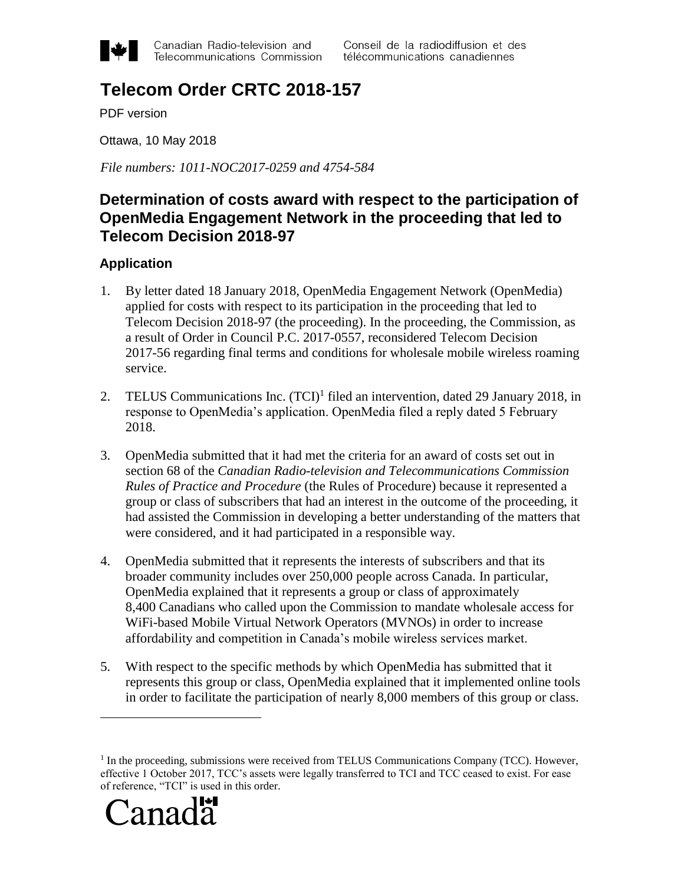Canadian Radio-television and Telecommunications Commission | Conseil de la radiodiffusion et des télécommunications canadiennes

# Telecom Order CRTC 2018-157

PDF version

Ottawa, 10 May 2018

*File numbers: 1011-NOC2017-0259 and 4754-584*

## Determination of costs award with respect to the participation of OpenMedia Engagement Network in the proceeding that led to Telecom Decision 2018-97

### Application

1. By letter dated 18 January 2018, OpenMedia Engagement Network (OpenMedia) applied for costs with respect to its participation in the proceeding that led to Telecom Decision 2018-97 (the proceeding). In the proceeding, the Commission, as a result of Order in Council P.C. 2017-0557, reconsidered Telecom Decision 2017-56 regarding final terms and conditions for wholesale mobile wireless roaming service.

2. TELUS Communications Inc. (TCI)[1] filed an intervention, dated 29 January 2018, in response to OpenMedia's application. OpenMedia filed a reply dated 5 February 2018.

3. OpenMedia submitted that it had met the criteria for an award of costs set out in section 68 of the *Canadian Radio-television and Telecommunications Commission Rules of Practice and Procedure* (the Rules of Procedure) because it represented a group or class of subscribers that had an interest in the outcome of the proceeding, it had assisted the Commission in developing a better understanding of the matters that were considered, and it had participated in a responsible way.

4. OpenMedia submitted that it represents the interests of subscribers and that its broader community includes over 250,000 people across Canada. In particular, OpenMedia explained that it represents a group or class of approximately 8,400 Canadians who called upon the Commission to mandate wholesale access for WiFi-based Mobile Virtual Network Operators (MVNOs) in order to increase affordability and competition in Canada's mobile wireless services market.

5. With respect to the specific methods by which OpenMedia has submitted that it represents this group or class, OpenMedia explained that it implemented online tools in order to facilitate the participation of nearly 8,000 members of this group or class.

---

[1] In the proceeding, submissions were received from TELUS Communications Company (TCC). However, effective 1 October 2017, TCC's assets were legally transferred to TCI and TCC ceased to exist. For ease of reference, "TCI" is used in this order.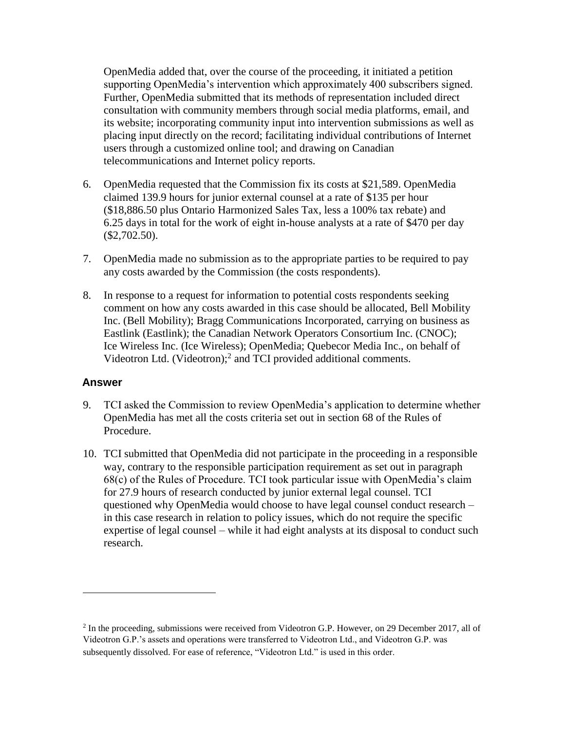OpenMedia added that, over the course of the proceeding, it initiated a petition supporting OpenMedia's intervention which approximately 400 subscribers signed. Further, OpenMedia submitted that its methods of representation included direct consultation with community members through social media platforms, email, and its website; incorporating community input into intervention submissions as well as placing input directly on the record; facilitating individual contributions of Internet users through a customized online tool; and drawing on Canadian telecommunications and Internet policy reports.

6. OpenMedia requested that the Commission fix its costs at $21,589. OpenMedia claimed 139.9 hours for junior external counsel at a rate of $135 per hour ($18,886.50 plus Ontario Harmonized Sales Tax, less a 100% tax rebate) and 6.25 days in total for the work of eight in-house analysts at a rate of $470 per day ($2,702.50).

7. OpenMedia made no submission as to the appropriate parties to be required to pay any costs awarded by the Commission (the costs respondents).

8. In response to a request for information to potential costs respondents seeking comment on how any costs awarded in this case should be allocated, Bell Mobility Inc. (Bell Mobility); Bragg Communications Incorporated, carrying on business as Eastlink (Eastlink); the Canadian Network Operators Consortium Inc. (CNOC); Ice Wireless Inc. (Ice Wireless); OpenMedia; Quebecor Media Inc., on behalf of Videotron Ltd. (Videotron);[2] and TCI provided additional comments.

## Answer

9. TCI asked the Commission to review OpenMedia's application to determine whether OpenMedia has met all the costs criteria set out in section 68 of the Rules of Procedure.

10. TCI submitted that OpenMedia did not participate in the proceeding in a responsible way, contrary to the responsible participation requirement as set out in paragraph 68(c) of the Rules of Procedure. TCI took particular issue with OpenMedia's claim for 27.9 hours of research conducted by junior external legal counsel. TCI questioned why OpenMedia would choose to have legal counsel conduct research – in this case research in relation to policy issues, which do not require the specific expertise of legal counsel – while it had eight analysts at its disposal to conduct such research.

[2] In the proceeding, submissions were received from Videotron G.P. However, on 29 December 2017, all of Videotron G.P.'s assets and operations were transferred to Videotron Ltd., and Videotron G.P. was subsequently dissolved. For ease of reference, "Videotron Ltd." is used in this order.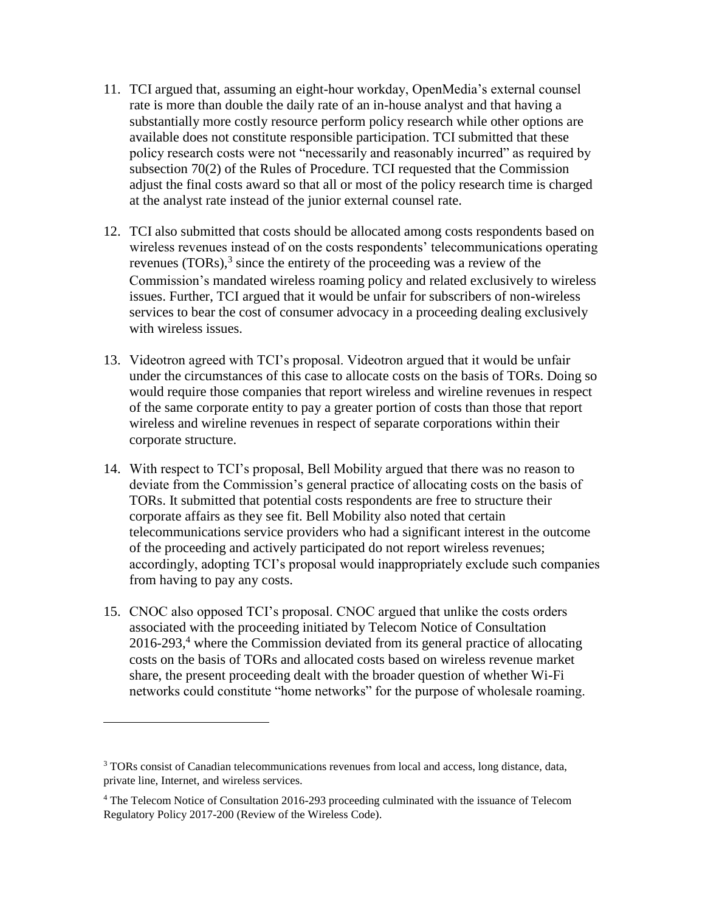11. TCI argued that, assuming an eight-hour workday, OpenMedia's external counsel rate is more than double the daily rate of an in-house analyst and that having a substantially more costly resource perform policy research while other options are available does not constitute responsible participation. TCI submitted that these policy research costs were not "necessarily and reasonably incurred" as required by subsection 70(2) of the Rules of Procedure. TCI requested that the Commission adjust the final costs award so that all or most of the policy research time is charged at the analyst rate instead of the junior external counsel rate.

12. TCI also submitted that costs should be allocated among costs respondents based on wireless revenues instead of on the costs respondents' telecommunications operating revenues (TORs),[3] since the entirety of the proceeding was a review of the Commission's mandated wireless roaming policy and related exclusively to wireless issues. Further, TCI argued that it would be unfair for subscribers of non-wireless services to bear the cost of consumer advocacy in a proceeding dealing exclusively with wireless issues.

13. Videotron agreed with TCI's proposal. Videotron argued that it would be unfair under the circumstances of this case to allocate costs on the basis of TORs. Doing so would require those companies that report wireless and wireline revenues in respect of the same corporate entity to pay a greater portion of costs than those that report wireless and wireline revenues in respect of separate corporations within their corporate structure.

14. With respect to TCI's proposal, Bell Mobility argued that there was no reason to deviate from the Commission's general practice of allocating costs on the basis of TORs. It submitted that potential costs respondents are free to structure their corporate affairs as they see fit. Bell Mobility also noted that certain telecommunications service providers who had a significant interest in the outcome of the proceeding and actively participated do not report wireless revenues; accordingly, adopting TCI's proposal would inappropriately exclude such companies from having to pay any costs.

15. CNOC also opposed TCI's proposal. CNOC argued that unlike the costs orders associated with the proceeding initiated by Telecom Notice of Consultation 2016-293,[4] where the Commission deviated from its general practice of allocating costs on the basis of TORs and allocated costs based on wireless revenue market share, the present proceeding dealt with the broader question of whether Wi-Fi networks could constitute "home networks" for the purpose of wholesale roaming.

---

[3] TORs consist of Canadian telecommunications revenues from local and access, long distance, data, private line, Internet, and wireless services.

[4] The Telecom Notice of Consultation 2016-293 proceeding culminated with the issuance of Telecom Regulatory Policy 2017-200 (Review of the Wireless Code).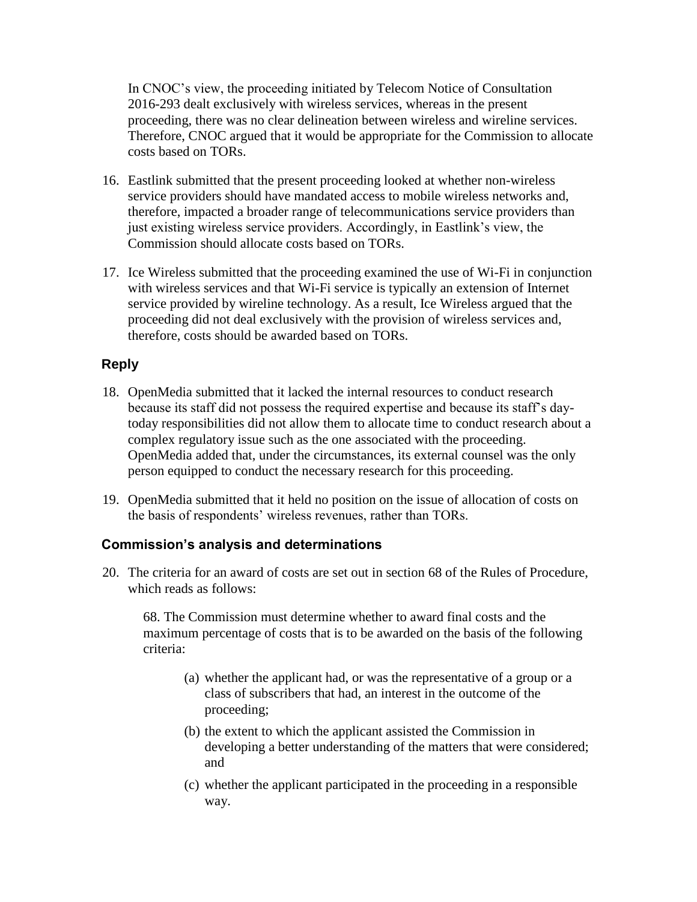In CNOC's view, the proceeding initiated by Telecom Notice of Consultation 2016-293 dealt exclusively with wireless services, whereas in the present proceeding, there was no clear delineation between wireless and wireline services. Therefore, CNOC argued that it would be appropriate for the Commission to allocate costs based on TORs.

16. Eastlink submitted that the present proceeding looked at whether non-wireless service providers should have mandated access to mobile wireless networks and, therefore, impacted a broader range of telecommunications service providers than just existing wireless service providers. Accordingly, in Eastlink's view, the Commission should allocate costs based on TORs.

17. Ice Wireless submitted that the proceeding examined the use of Wi-Fi in conjunction with wireless services and that Wi-Fi service is typically an extension of Internet service provided by wireline technology. As a result, Ice Wireless argued that the proceeding did not deal exclusively with the provision of wireless services and, therefore, costs should be awarded based on TORs.

### Reply

18. OpenMedia submitted that it lacked the internal resources to conduct research because its staff did not possess the required expertise and because its staff's day-today responsibilities did not allow them to allocate time to conduct research about a complex regulatory issue such as the one associated with the proceeding. OpenMedia added that, under the circumstances, its external counsel was the only person equipped to conduct the necessary research for this proceeding.

19. OpenMedia submitted that it held no position on the issue of allocation of costs on the basis of respondents' wireless revenues, rather than TORs.

### Commission's analysis and determinations

20. The criteria for an award of costs are set out in section 68 of the Rules of Procedure, which reads as follows:

> 68. The Commission must determine whether to award final costs and the maximum percentage of costs that is to be awarded on the basis of the following criteria:
>
> (a) whether the applicant had, or was the representative of a group or a class of subscribers that had, an interest in the outcome of the proceeding;
>
> (b) the extent to which the applicant assisted the Commission in developing a better understanding of the matters that were considered; and
>
> (c) whether the applicant participated in the proceeding in a responsible way.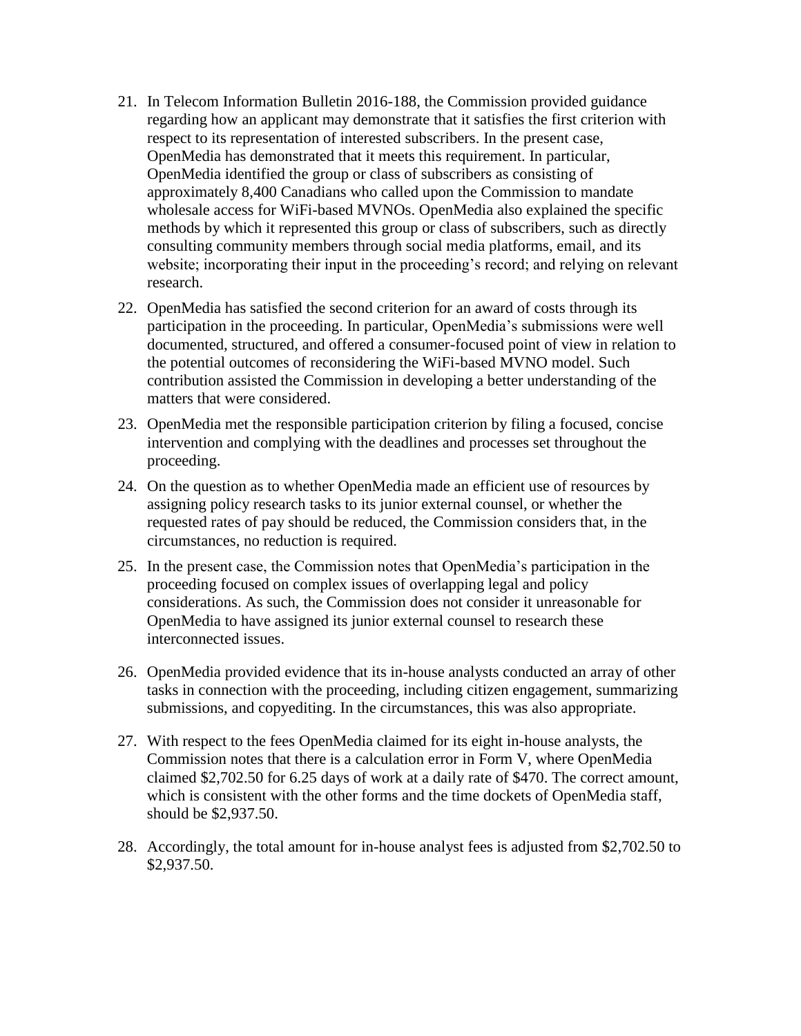21. In Telecom Information Bulletin 2016-188, the Commission provided guidance regarding how an applicant may demonstrate that it satisfies the first criterion with respect to its representation of interested subscribers. In the present case, OpenMedia has demonstrated that it meets this requirement. In particular, OpenMedia identified the group or class of subscribers as consisting of approximately 8,400 Canadians who called upon the Commission to mandate wholesale access for WiFi-based MVNOs. OpenMedia also explained the specific methods by which it represented this group or class of subscribers, such as directly consulting community members through social media platforms, email, and its website; incorporating their input in the proceeding's record; and relying on relevant research.

22. OpenMedia has satisfied the second criterion for an award of costs through its participation in the proceeding. In particular, OpenMedia's submissions were well documented, structured, and offered a consumer-focused point of view in relation to the potential outcomes of reconsidering the WiFi-based MVNO model. Such contribution assisted the Commission in developing a better understanding of the matters that were considered.

23. OpenMedia met the responsible participation criterion by filing a focused, concise intervention and complying with the deadlines and processes set throughout the proceeding.

24. On the question as to whether OpenMedia made an efficient use of resources by assigning policy research tasks to its junior external counsel, or whether the requested rates of pay should be reduced, the Commission considers that, in the circumstances, no reduction is required.

25. In the present case, the Commission notes that OpenMedia's participation in the proceeding focused on complex issues of overlapping legal and policy considerations. As such, the Commission does not consider it unreasonable for OpenMedia to have assigned its junior external counsel to research these interconnected issues.

26. OpenMedia provided evidence that its in-house analysts conducted an array of other tasks in connection with the proceeding, including citizen engagement, summarizing submissions, and copyediting. In the circumstances, this was also appropriate.

27. With respect to the fees OpenMedia claimed for its eight in-house analysts, the Commission notes that there is a calculation error in Form V, where OpenMedia claimed $2,702.50 for 6.25 days of work at a daily rate of $470. The correct amount, which is consistent with the other forms and the time dockets of OpenMedia staff, should be $2,937.50.

28. Accordingly, the total amount for in-house analyst fees is adjusted from $2,702.50 to $2,937.50.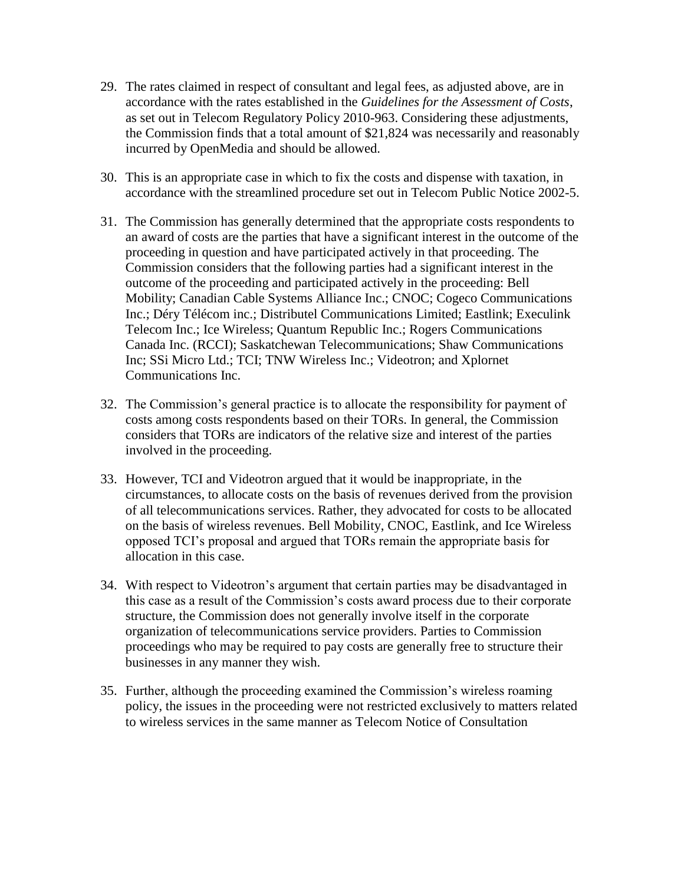29. The rates claimed in respect of consultant and legal fees, as adjusted above, are in accordance with the rates established in the *Guidelines for the Assessment of Costs*, as set out in Telecom Regulatory Policy 2010-963. Considering these adjustments, the Commission finds that a total amount of $21,824 was necessarily and reasonably incurred by OpenMedia and should be allowed.

30. This is an appropriate case in which to fix the costs and dispense with taxation, in accordance with the streamlined procedure set out in Telecom Public Notice 2002-5.

31. The Commission has generally determined that the appropriate costs respondents to an award of costs are the parties that have a significant interest in the outcome of the proceeding in question and have participated actively in that proceeding. The Commission considers that the following parties had a significant interest in the outcome of the proceeding and participated actively in the proceeding: Bell Mobility; Canadian Cable Systems Alliance Inc.; CNOC; Cogeco Communications Inc.; Déry Télécom inc.; Distributel Communications Limited; Eastlink; Execulink Telecom Inc.; Ice Wireless; Quantum Republic Inc.; Rogers Communications Canada Inc. (RCCI); Saskatchewan Telecommunications; Shaw Communications Inc; SSi Micro Ltd.; TCI; TNW Wireless Inc.; Videotron; and Xplornet Communications Inc.

32. The Commission's general practice is to allocate the responsibility for payment of costs among costs respondents based on their TORs. In general, the Commission considers that TORs are indicators of the relative size and interest of the parties involved in the proceeding.

33. However, TCI and Videotron argued that it would be inappropriate, in the circumstances, to allocate costs on the basis of revenues derived from the provision of all telecommunications services. Rather, they advocated for costs to be allocated on the basis of wireless revenues. Bell Mobility, CNOC, Eastlink, and Ice Wireless opposed TCI's proposal and argued that TORs remain the appropriate basis for allocation in this case.

34. With respect to Videotron's argument that certain parties may be disadvantaged in this case as a result of the Commission's costs award process due to their corporate structure, the Commission does not generally involve itself in the corporate organization of telecommunications service providers. Parties to Commission proceedings who may be required to pay costs are generally free to structure their businesses in any manner they wish.

35. Further, although the proceeding examined the Commission's wireless roaming policy, the issues in the proceeding were not restricted exclusively to matters related to wireless services in the same manner as Telecom Notice of Consultation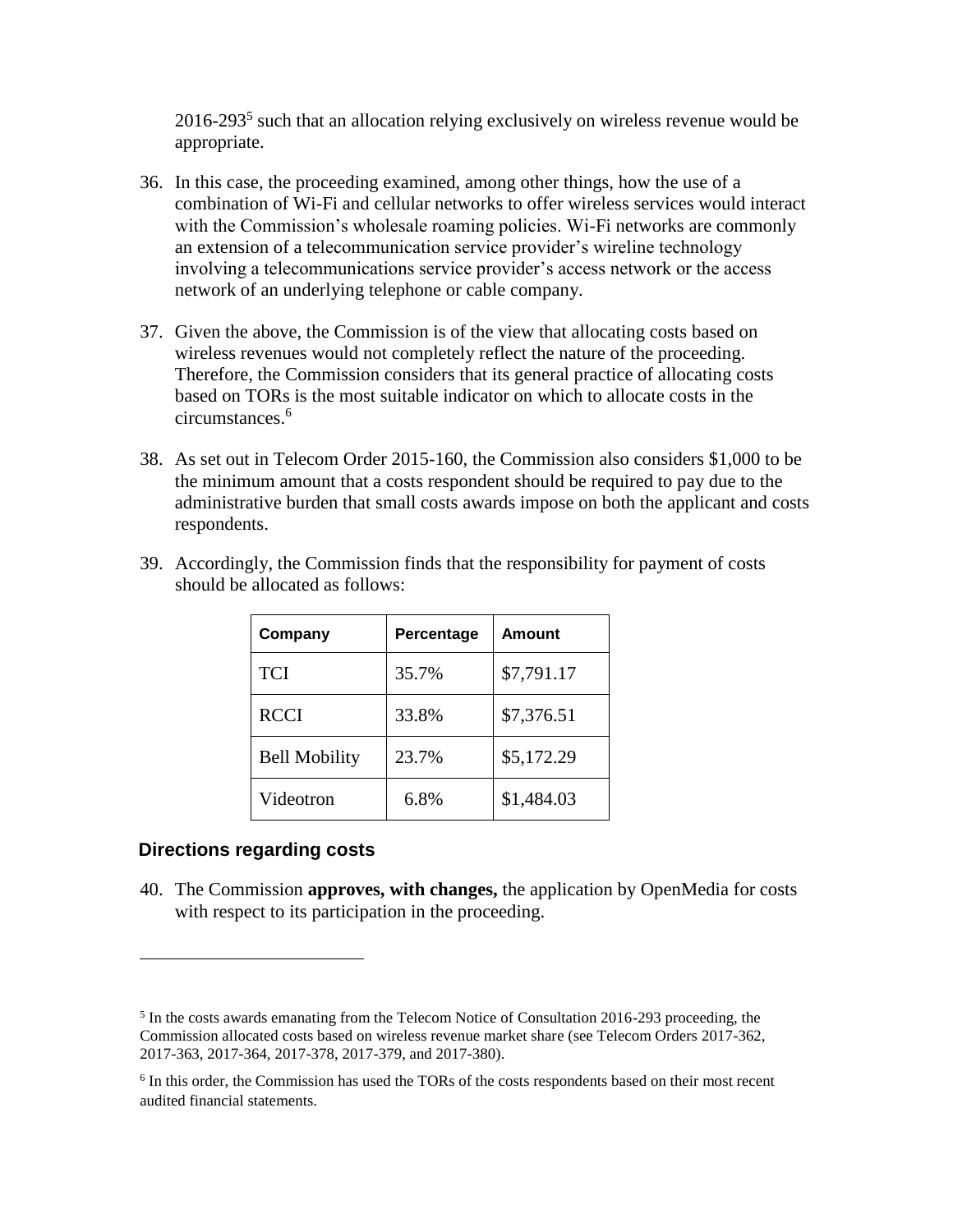2016-293[5] such that an allocation relying exclusively on wireless revenue would be appropriate.

36. In this case, the proceeding examined, among other things, how the use of a combination of Wi-Fi and cellular networks to offer wireless services would interact with the Commission's wholesale roaming policies. Wi-Fi networks are commonly an extension of a telecommunication service provider's wireline technology involving a telecommunications service provider's access network or the access network of an underlying telephone or cable company.

37. Given the above, the Commission is of the view that allocating costs based on wireless revenues would not completely reflect the nature of the proceeding. Therefore, the Commission considers that its general practice of allocating costs based on TORs is the most suitable indicator on which to allocate costs in the circumstances.[6]

38. As set out in Telecom Order 2015-160, the Commission also considers $1,000 to be the minimum amount that a costs respondent should be required to pay due to the administrative burden that small costs awards impose on both the applicant and costs respondents.

39. Accordingly, the Commission finds that the responsibility for payment of costs should be allocated as follows:

| Company | Percentage | Amount |
|---|---|---|
| TCI | 35.7% | $7,791.17 |
| RCCI | 33.8% | $7,376.51 |
| Bell Mobility | 23.7% | $5,172.29 |
| Videotron | 6.8% | $1,484.03 |

## Directions regarding costs

40. The Commission **approves, with changes,** the application by OpenMedia for costs with respect to its participation in the proceeding.

---

[5] In the costs awards emanating from the Telecom Notice of Consultation 2016-293 proceeding, the Commission allocated costs based on wireless revenue market share (see Telecom Orders 2017-362, 2017-363, 2017-364, 2017-378, 2017-379, and 2017-380).

[6] In this order, the Commission has used the TORs of the costs respondents based on their most recent audited financial statements.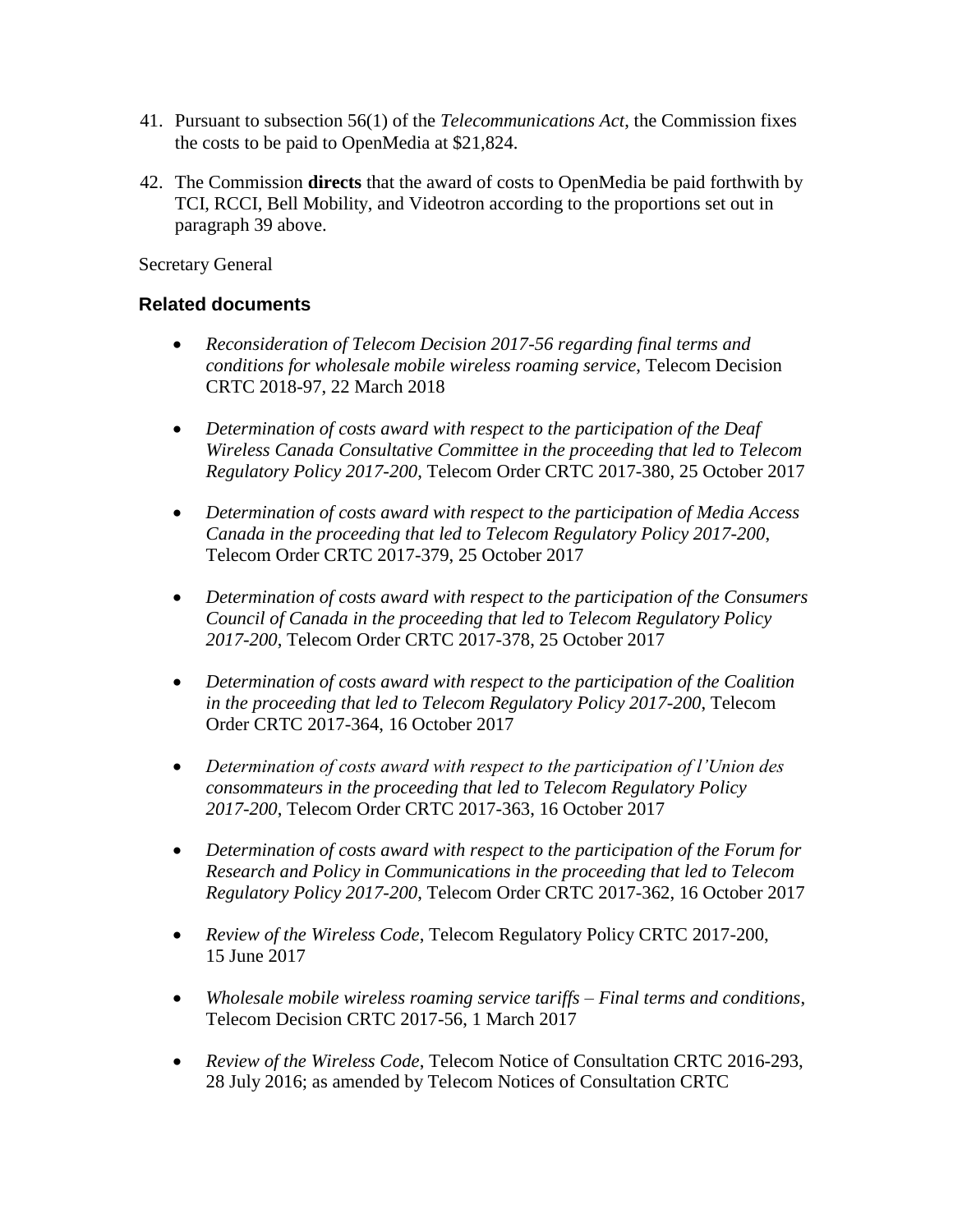41. Pursuant to subsection 56(1) of the *Telecommunications Act*, the Commission fixes the costs to be paid to OpenMedia at $21,824.

42. The Commission **directs** that the award of costs to OpenMedia be paid forthwith by TCI, RCCI, Bell Mobility, and Videotron according to the proportions set out in paragraph 39 above.

Secretary General

## Related documents

- *Reconsideration of Telecom Decision 2017-56 regarding final terms and conditions for wholesale mobile wireless roaming service*, Telecom Decision CRTC 2018-97, 22 March 2018

- *Determination of costs award with respect to the participation of the Deaf Wireless Canada Consultative Committee in the proceeding that led to Telecom Regulatory Policy 2017-200*, Telecom Order CRTC 2017-380, 25 October 2017

- *Determination of costs award with respect to the participation of Media Access Canada in the proceeding that led to Telecom Regulatory Policy 2017-200*, Telecom Order CRTC 2017-379, 25 October 2017

- *Determination of costs award with respect to the participation of the Consumers Council of Canada in the proceeding that led to Telecom Regulatory Policy 2017-200*, Telecom Order CRTC 2017-378, 25 October 2017

- *Determination of costs award with respect to the participation of the Coalition in the proceeding that led to Telecom Regulatory Policy 2017-200*, Telecom Order CRTC 2017-364, 16 October 2017

- *Determination of costs award with respect to the participation of l'Union des consommateurs in the proceeding that led to Telecom Regulatory Policy 2017-200*, Telecom Order CRTC 2017-363, 16 October 2017

- *Determination of costs award with respect to the participation of the Forum for Research and Policy in Communications in the proceeding that led to Telecom Regulatory Policy 2017-200*, Telecom Order CRTC 2017-362, 16 October 2017

- *Review of the Wireless Code*, Telecom Regulatory Policy CRTC 2017-200, 15 June 2017

- *Wholesale mobile wireless roaming service tariffs – Final terms and conditions*, Telecom Decision CRTC 2017-56, 1 March 2017

- *Review of the Wireless Code*, Telecom Notice of Consultation CRTC 2016-293, 28 July 2016; as amended by Telecom Notices of Consultation CRTC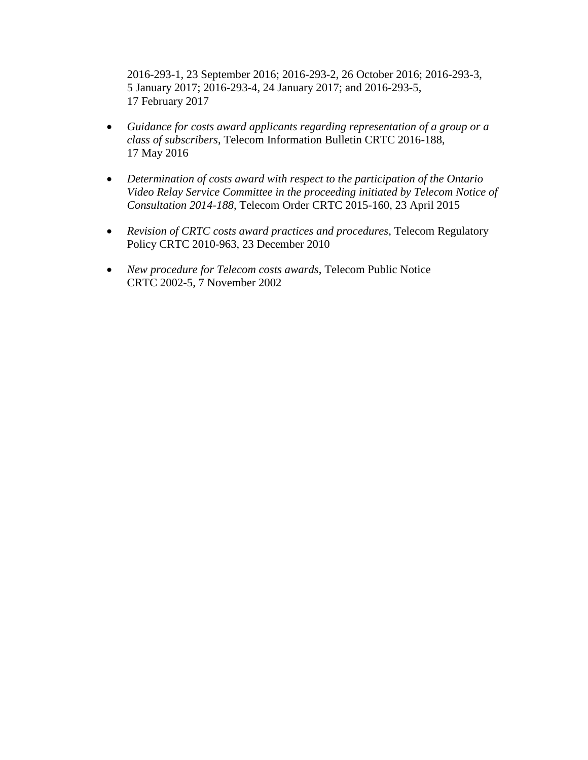2016-293-1, 23 September 2016; 2016-293-2, 26 October 2016; 2016-293-3, 5 January 2017; 2016-293-4, 24 January 2017; and 2016-293-5, 17 February 2017

- *Guidance for costs award applicants regarding representation of a group or a class of subscribers*, Telecom Information Bulletin CRTC 2016-188, 17 May 2016
- *Determination of costs award with respect to the participation of the Ontario Video Relay Service Committee in the proceeding initiated by Telecom Notice of Consultation 2014-188*, Telecom Order CRTC 2015-160, 23 April 2015
- *Revision of CRTC costs award practices and procedures*, Telecom Regulatory Policy CRTC 2010-963, 23 December 2010
- *New procedure for Telecom costs awards*, Telecom Public Notice CRTC 2002-5, 7 November 2002